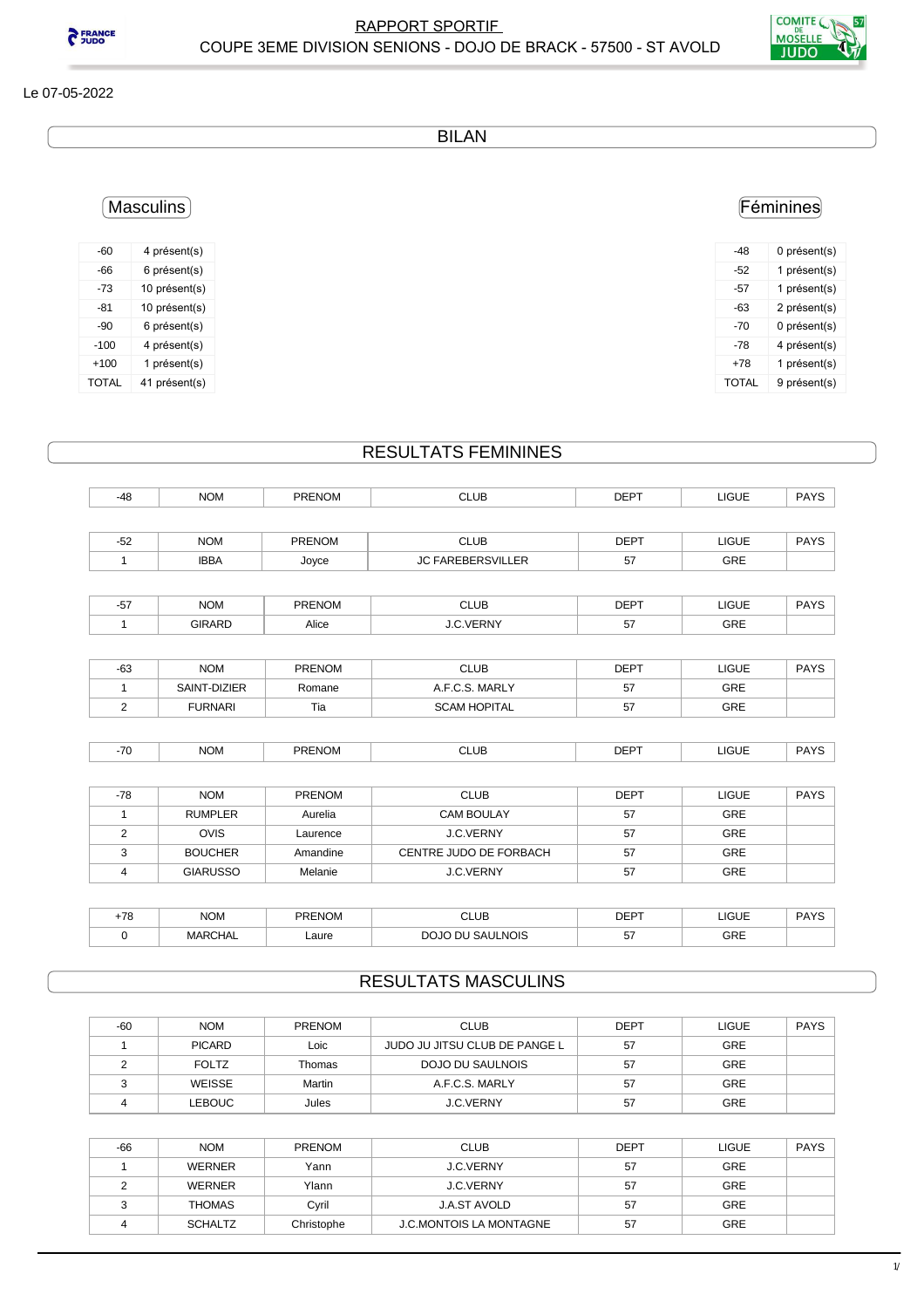# RAPPORT SPORTIF

## COUPE 3EME DIVISION SENIONS - DOJO DE BRACK - 57500 - ST AVOLD

Le 07-05-2022

## BILAN

### Masculins

| | |
|---|---|
| -60 | 4 présent(s) |
| -66 | 6 présent(s) |
| -73 | 10 présent(s) |
| -81 | 10 présent(s) |
| -90 | 6 présent(s) |
| -100 | 4 présent(s) |
| +100 | 1 présent(s) |
| TOTAL | 41 présent(s) |

### Féminines

| | |
|---|---|
| -48 | 0 présent(s) |
| -52 | 1 présent(s) |
| -57 | 1 présent(s) |
| -63 | 2 présent(s) |
| -70 | 0 présent(s) |
| -78 | 4 présent(s) |
| +78 | 1 présent(s) |
| TOTAL | 9 présent(s) |

## RESULTATS FEMININES

| -48 | NOM | PRENOM | CLUB | DEPT | LIGUE | PAYS |
|---|---|---|---|---|---|---|

| -52 | NOM | PRENOM | CLUB | DEPT | LIGUE | PAYS |
|---|---|---|---|---|---|---|
| 1 | IBBA | Joyce | JC FAREBERSVILLER | 57 | GRE | |

| -57 | NOM | PRENOM | CLUB | DEPT | LIGUE | PAYS |
|---|---|---|---|---|---|---|
| 1 | GIRARD | Alice | J.C.VERNY | 57 | GRE | |

| -63 | NOM | PRENOM | CLUB | DEPT | LIGUE | PAYS |
|---|---|---|---|---|---|---|
| 1 | SAINT-DIZIER | Romane | A.F.C.S. MARLY | 57 | GRE | |
| 2 | FURNARI | Tia | SCAM HOPITAL | 57 | GRE | |

| -70 | NOM | PRENOM | CLUB | DEPT | LIGUE | PAYS |
|---|---|---|---|---|---|---|

| -78 | NOM | PRENOM | CLUB | DEPT | LIGUE | PAYS |
|---|---|---|---|---|---|---|
| 1 | RUMPLER | Aurelia | CAM BOULAY | 57 | GRE | |
| 2 | OVIS | Laurence | J.C.VERNY | 57 | GRE | |
| 3 | BOUCHER | Amandine | CENTRE JUDO DE FORBACH | 57 | GRE | |
| 4 | GIARUSSO | Melanie | J.C.VERNY | 57 | GRE | |

| +78 | NOM | PRENOM | CLUB | DEPT | LIGUE | PAYS |
|---|---|---|---|---|---|---|
| 0 | MARCHAL | Laure | DOJO DU SAULNOIS | 57 | GRE | |

## RESULTATS MASCULINS

| -60 | NOM | PRENOM | CLUB | DEPT | LIGUE | PAYS |
|---|---|---|---|---|---|---|
| 1 | PICARD | Loic | JUDO JU JITSU CLUB DE PANGE L | 57 | GRE | |
| 2 | FOLTZ | Thomas | DOJO DU SAULNOIS | 57 | GRE | |
| 3 | WEISSE | Martin | A.F.C.S. MARLY | 57 | GRE | |
| 4 | LEBOUC | Jules | J.C.VERNY | 57 | GRE | |

| -66 | NOM | PRENOM | CLUB | DEPT | LIGUE | PAYS |
|---|---|---|---|---|---|---|
| 1 | WERNER | Yann | J.C.VERNY | 57 | GRE | |
| 2 | WERNER | Ylann | J.C.VERNY | 57 | GRE | |
| 3 | THOMAS | Cyril | J.A.ST AVOLD | 57 | GRE | |
| 4 | SCHALTZ | Christophe | J.C.MONTOIS LA MONTAGNE | 57 | GRE | |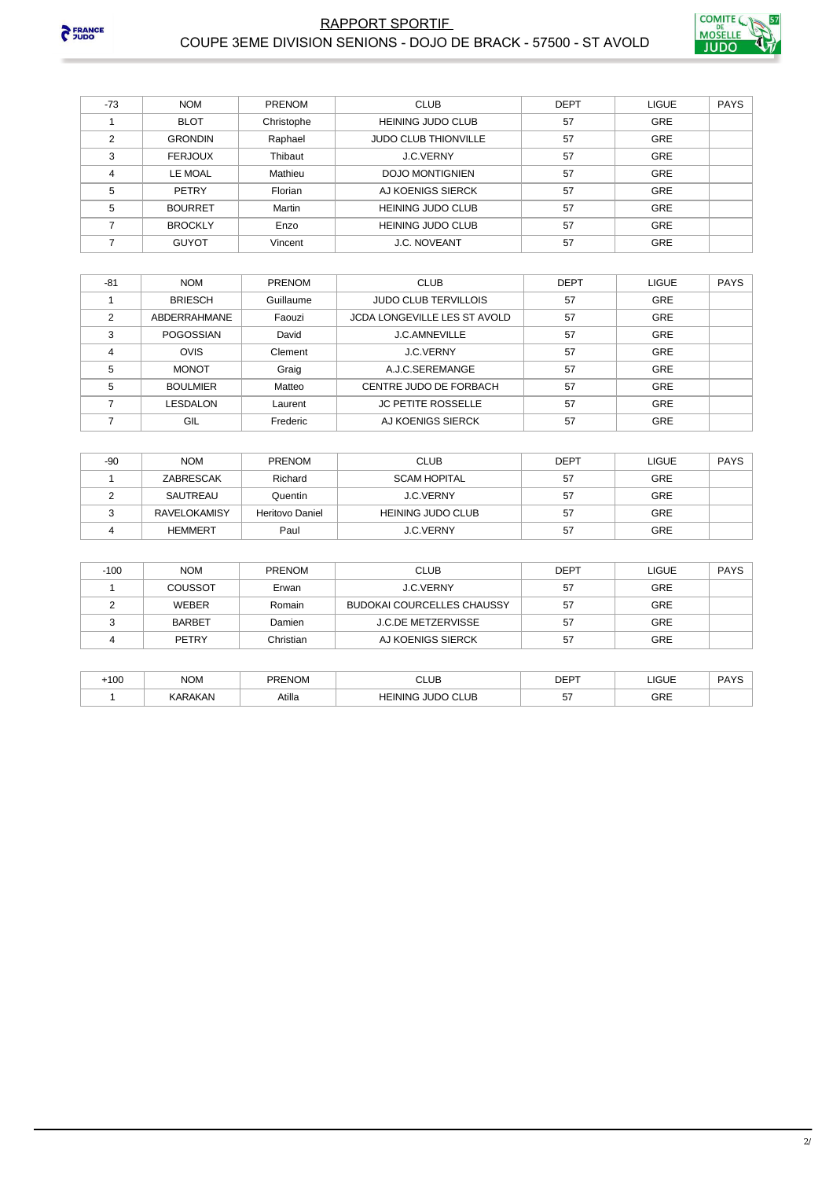RAPPORT SPORTIF

COUPE 3EME DIVISION SENIONS - DOJO DE BRACK - 57500 - ST AVOLD

| -73 | NOM | PRENOM | CLUB | DEPT | LIGUE | PAYS |
|---|---|---|---|---|---|---|
| 1 | BLOT | Christophe | HEINING JUDO CLUB | 57 | GRE | |
| 2 | GRONDIN | Raphael | JUDO CLUB THIONVILLE | 57 | GRE | |
| 3 | FERJOUX | Thibaut | J.C.VERNY | 57 | GRE | |
| 4 | LE MOAL | Mathieu | DOJO MONTIGNIEN | 57 | GRE | |
| 5 | PETRY | Florian | AJ KOENIGS SIERCK | 57 | GRE | |
| 5 | BOURRET | Martin | HEINING JUDO CLUB | 57 | GRE | |
| 7 | BROCKLY | Enzo | HEINING JUDO CLUB | 57 | GRE | |
| 7 | GUYOT | Vincent | J.C. NOVEANT | 57 | GRE | |

| -81 | NOM | PRENOM | CLUB | DEPT | LIGUE | PAYS |
|---|---|---|---|---|---|---|
| 1 | BRIESCH | Guillaume | JUDO CLUB TERVILLOIS | 57 | GRE | |
| 2 | ABDERRAHMANE | Faouzi | JCDA LONGEVILLE LES ST AVOLD | 57 | GRE | |
| 3 | POGOSSIAN | David | J.C.AMNEVILLE | 57 | GRE | |
| 4 | OVIS | Clement | J.C.VERNY | 57 | GRE | |
| 5 | MONOT | Graig | A.J.C.SEREMANGE | 57 | GRE | |
| 5 | BOULMIER | Matteo | CENTRE JUDO DE FORBACH | 57 | GRE | |
| 7 | LESDALON | Laurent | JC PETITE ROSSELLE | 57 | GRE | |
| 7 | GIL | Frederic | AJ KOENIGS SIERCK | 57 | GRE | |

| -90 | NOM | PRENOM | CLUB | DEPT | LIGUE | PAYS |
|---|---|---|---|---|---|---|
| 1 | ZABRESCAK | Richard | SCAM HOPITAL | 57 | GRE | |
| 2 | SAUTREAU | Quentin | J.C.VERNY | 57 | GRE | |
| 3 | RAVELOKAMISY | Heritovo Daniel | HEINING JUDO CLUB | 57 | GRE | |
| 4 | HEMMERT | Paul | J.C.VERNY | 57 | GRE | |

| -100 | NOM | PRENOM | CLUB | DEPT | LIGUE | PAYS |
|---|---|---|---|---|---|---|
| 1 | COUSSOT | Erwan | J.C.VERNY | 57 | GRE | |
| 2 | WEBER | Romain | BUDOKAI COURCELLES CHAUSSY | 57 | GRE | |
| 3 | BARBET | Damien | J.C.DE METZERVISSE | 57 | GRE | |
| 4 | PETRY | Christian | AJ KOENIGS SIERCK | 57 | GRE | |

| +100 | NOM | PRENOM | CLUB | DEPT | LIGUE | PAYS |
|---|---|---|---|---|---|---|
| 1 | KARAKAN | Atilla | HEINING JUDO CLUB | 57 | GRE | |